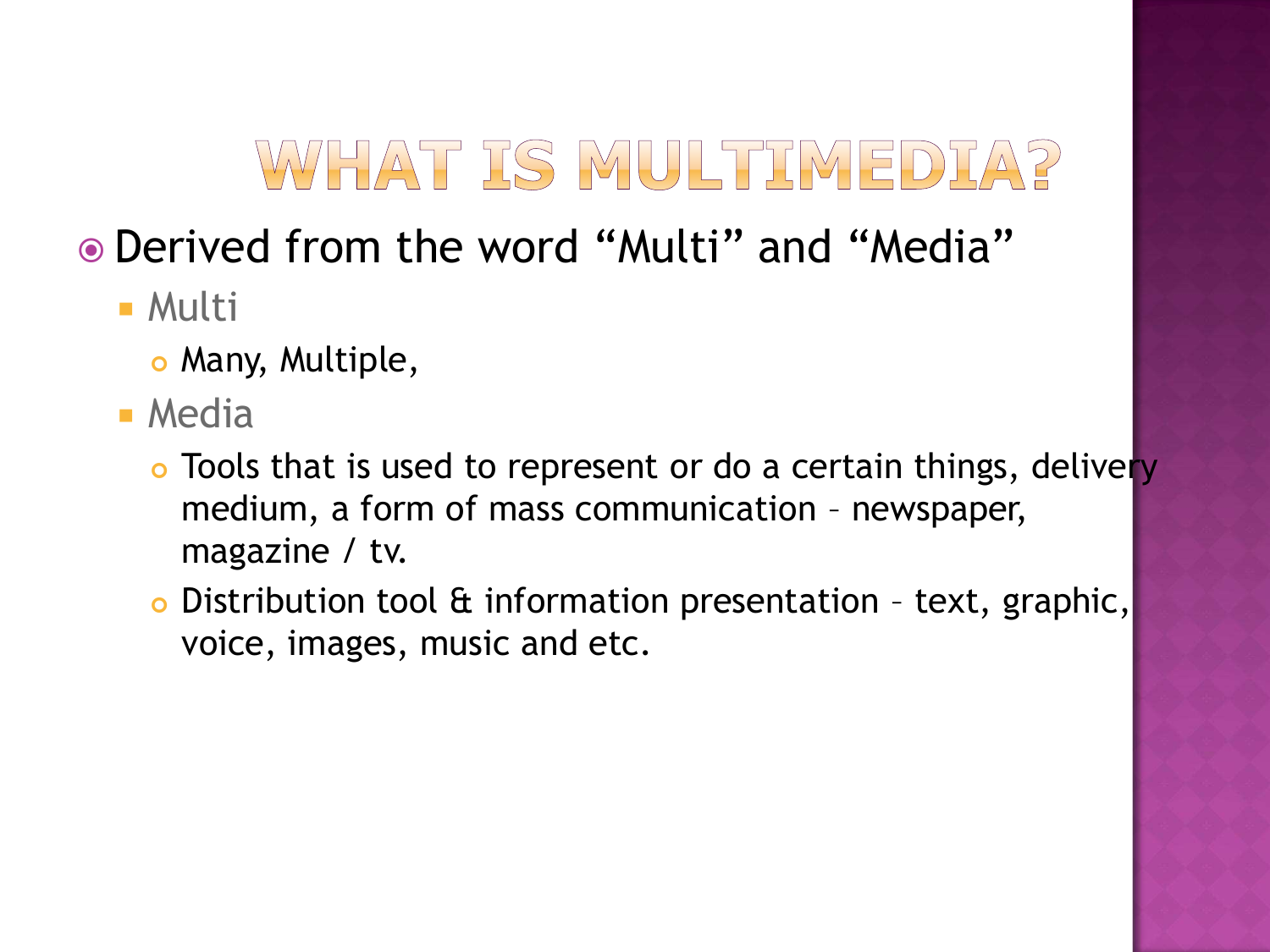# WHAT IS MULTIMEDIA?

- Derived from the word “Multi” and “Media”
  - Multi
    - Many, Multiple,
  - Media
    - Tools that is used to represent or do a certain things, delivery medium, a form of mass communication – newspaper, magazine / tv.
    - Distribution tool & information presentation – text, graphic, voice, images, music and etc.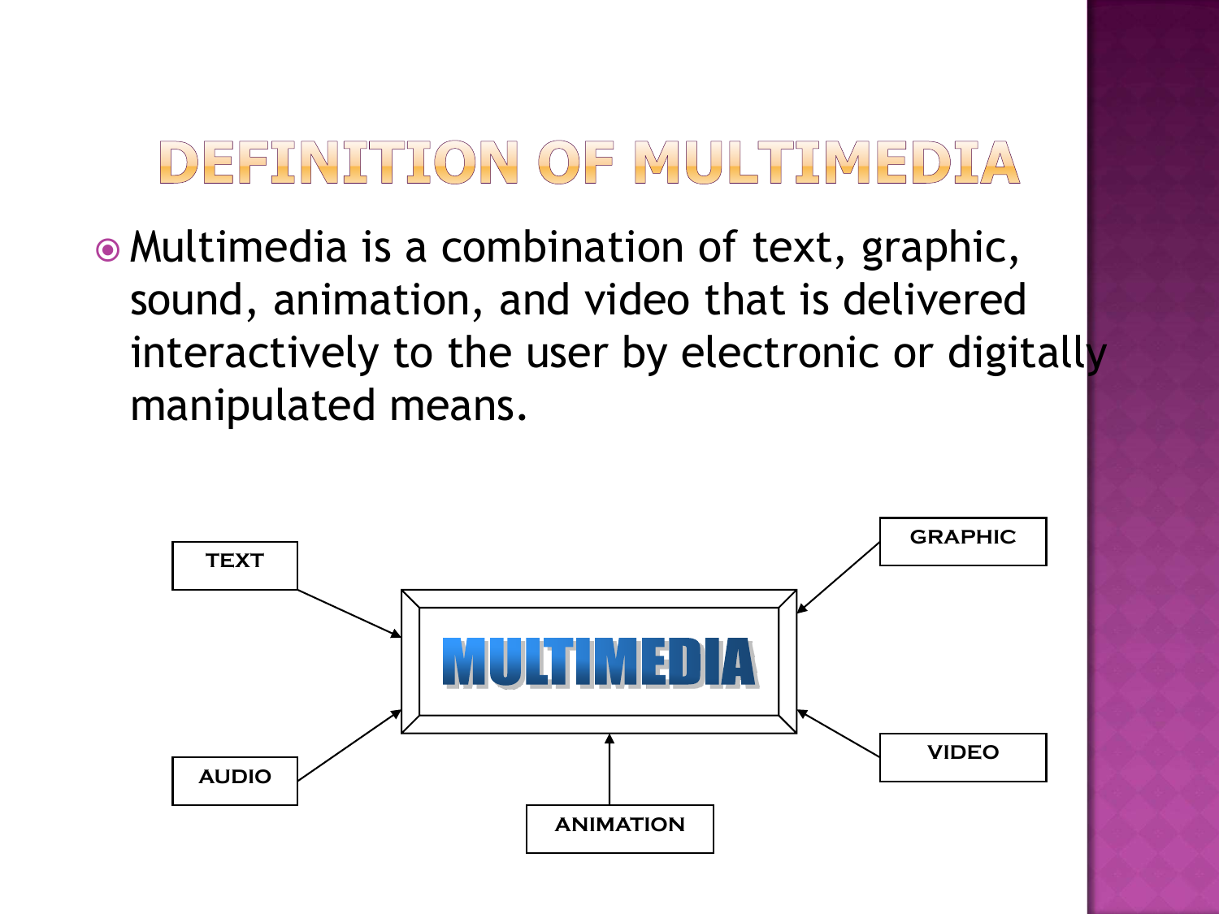# DEFINITION OF MULTIMEDIA

- Multimedia is a combination of text, graphic, sound, animation, and video that is delivered interactively to the user by electronic or digitally manipulated means.

TEXT

GRAPHIC

MULTIMEDIA

AUDIO

VIDEO

ANIMATION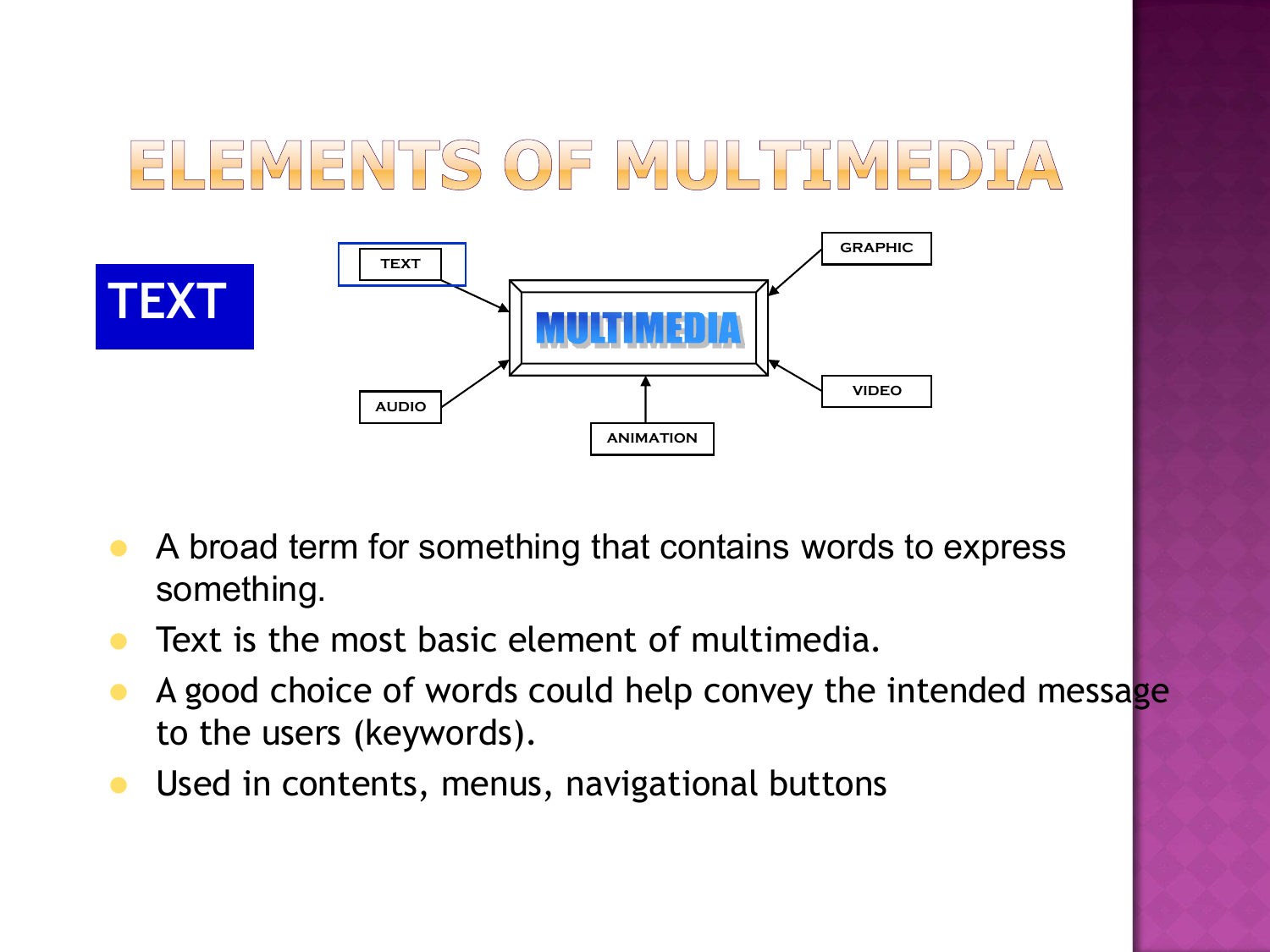# ELEMENTS OF MULTIMEDIA

## TEXT

- A broad term for something that contains words to express something.
- Text is the most basic element of multimedia.
- A good choice of words could help convey the intended message to the users (keywords).
- Used in contents, menus, navigational buttons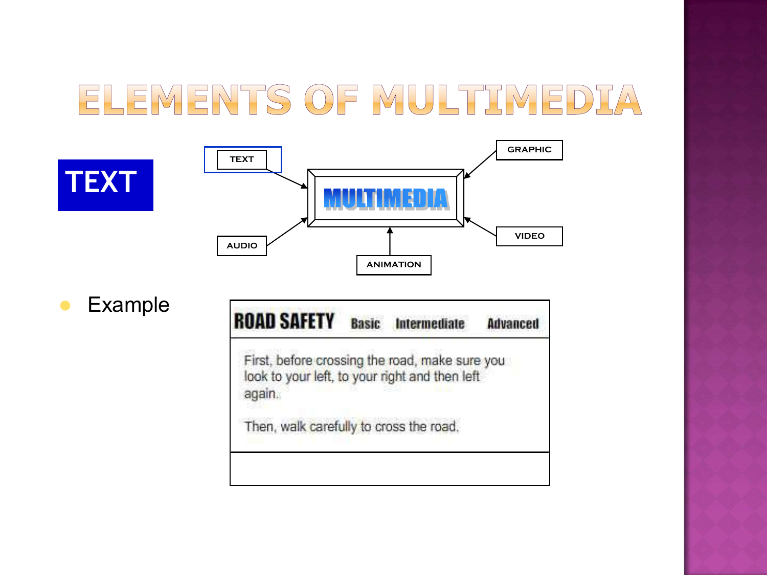# ELEMENTS OF MULTIMEDIA

## TEXT

TEXT → MULTIMEDIA ← GRAPHIC

AUDIO → MULTIMEDIA ← VIDEO

ANIMATION → MULTIMEDIA

- Example

**ROAD SAFETY** **Basic** **Intermediate** **Advanced**

First, before crossing the road, make sure you look to your left, to your right and then left again.

Then, walk carefully to cross the road.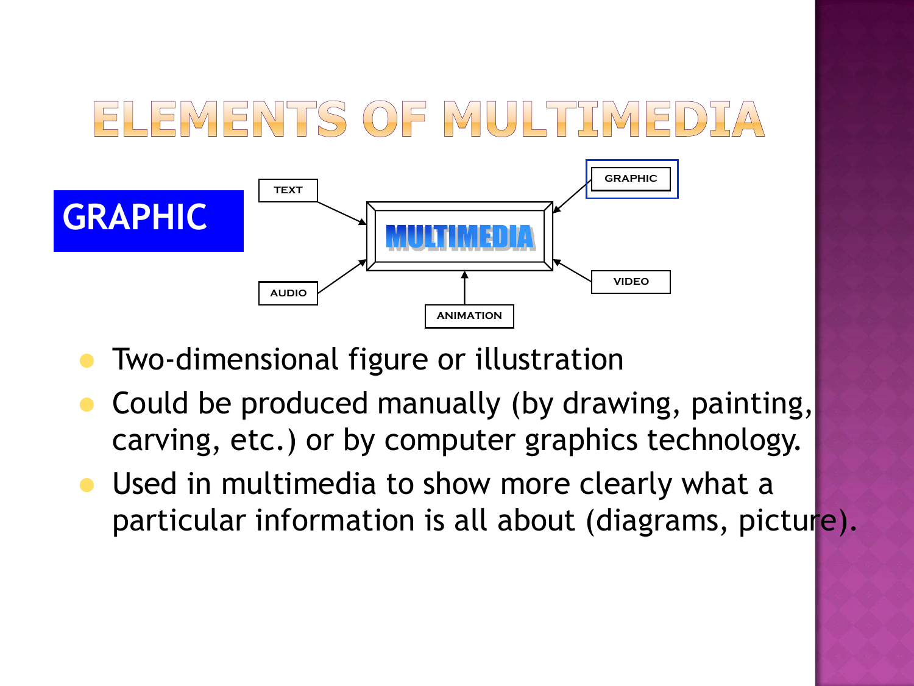# ELEMENTS OF MULTIMEDIA

## GRAPHIC

TEXT → MULTIMEDIA ← GRAPHIC

AUDIO → MULTIMEDIA ← VIDEO

ANIMATION → MULTIMEDIA

- Two-dimensional figure or illustration
- Could be produced manually (by drawing, painting, carving, etc.) or by computer graphics technology.
- Used in multimedia to show more clearly what a particular information is all about (diagrams, picture).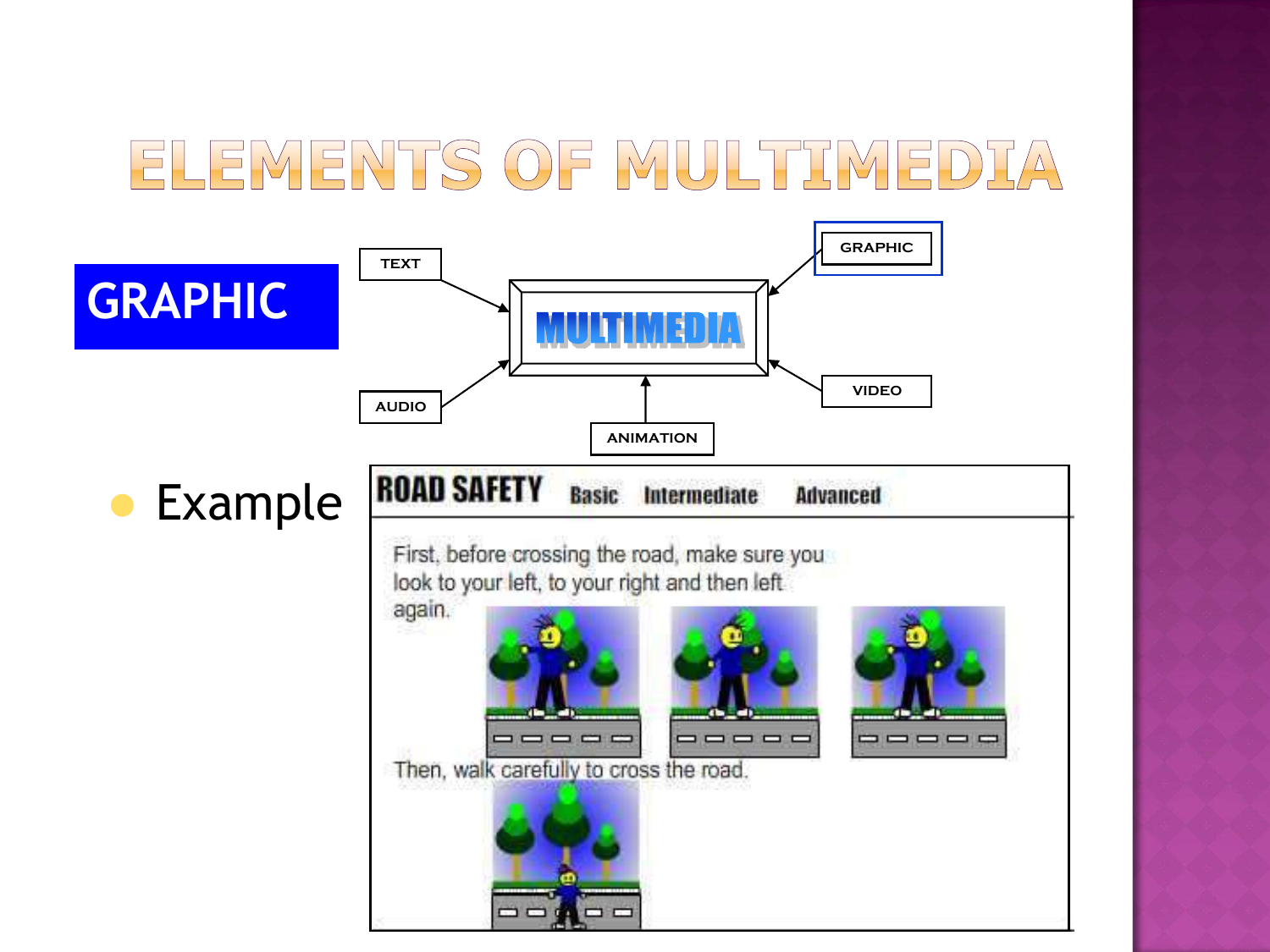# ELEMENTS OF MULTIMEDIA

## GRAPHIC

TEXT → MULTIMEDIA ← GRAPHIC

AUDIO → MULTIMEDIA ← VIDEO

ANIMATION → MULTIMEDIA

- Example

**ROAD SAFETY** Basic Intermediate Advanced

First, before crossing the road, make sure you look to your left, to your right and then left again.

Then, walk carefully to cross the road.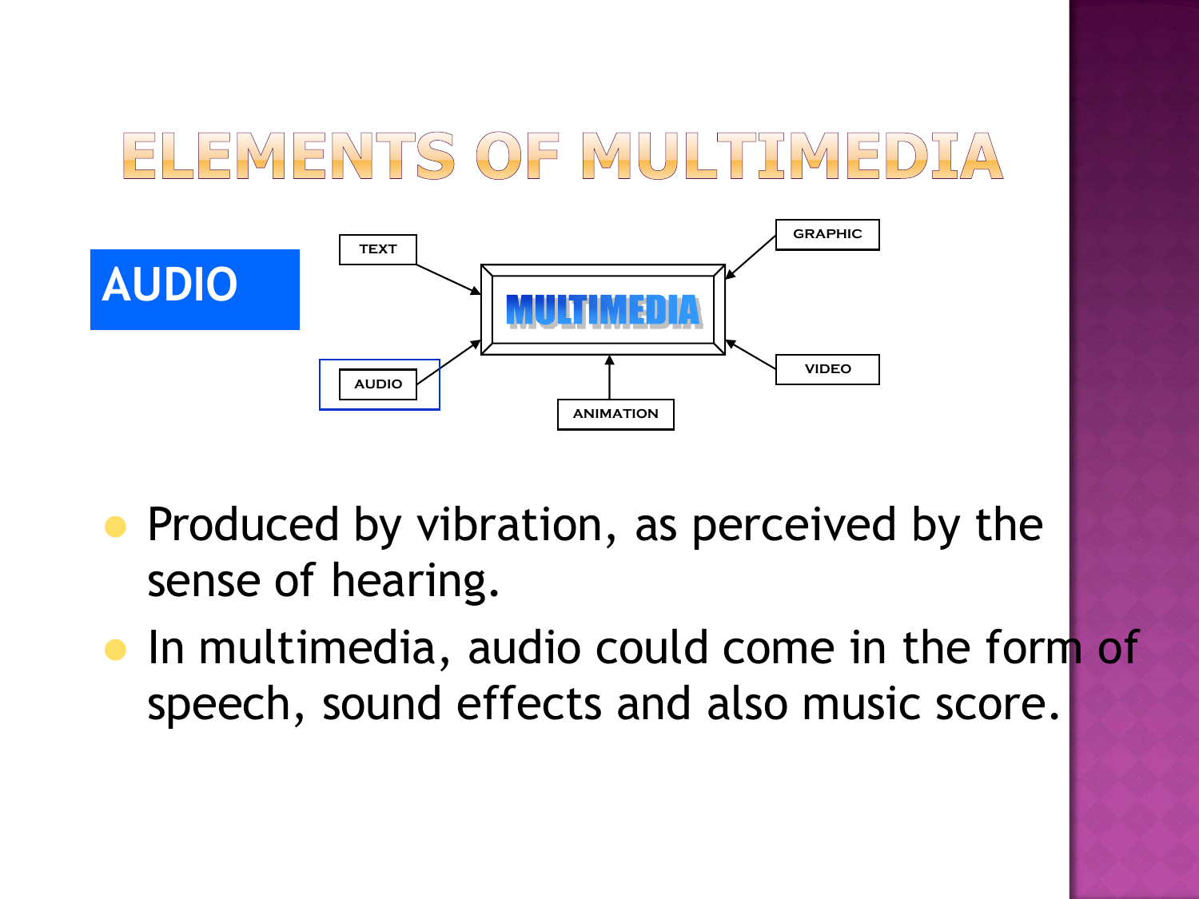# ELEMENTS OF MULTIMEDIA

## AUDIO

TEXT → MULTIMEDIA ← GRAPHIC

AUDIO → MULTIMEDIA ← VIDEO

ANIMATION → MULTIMEDIA

- Produced by vibration, as perceived by the sense of hearing.
- In multimedia, audio could come in the form of speech, sound effects and also music score.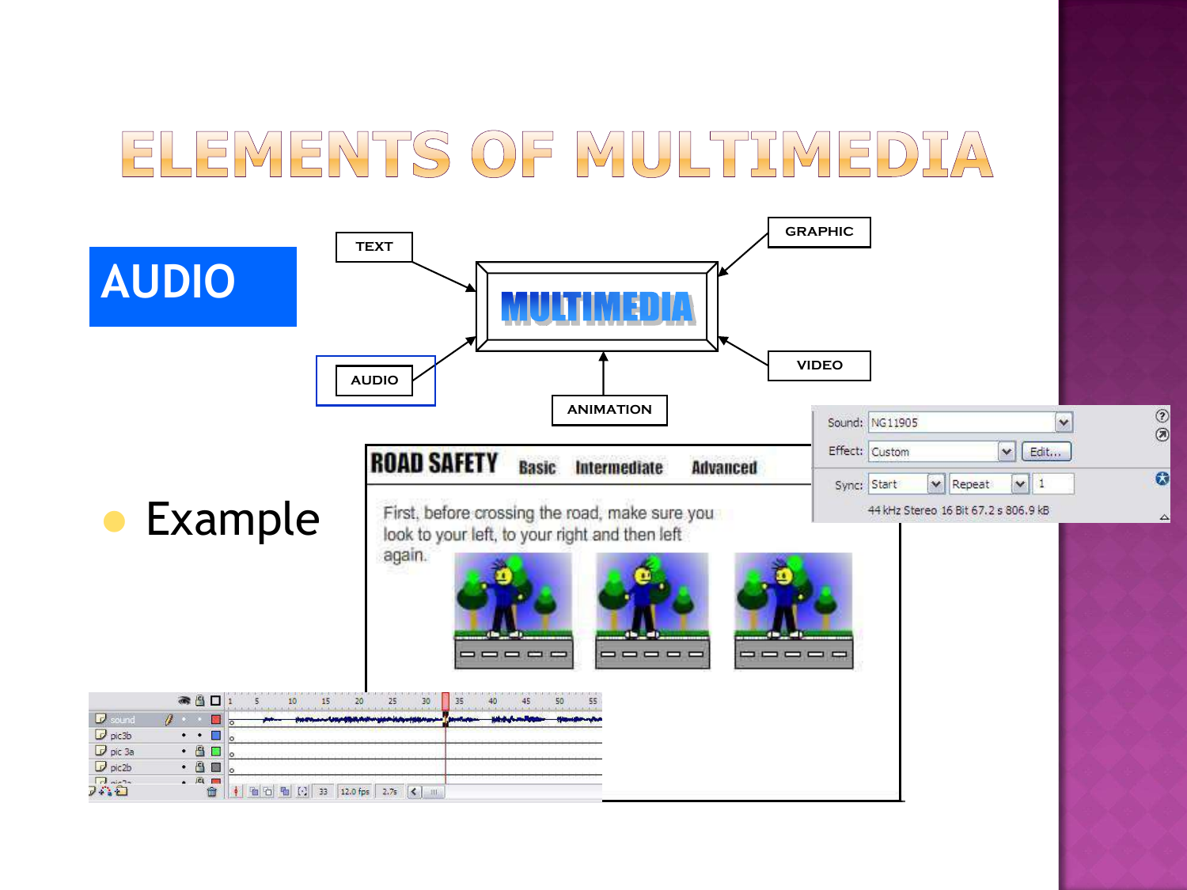# ELEMENTS OF MULTIMEDIA

## AUDIO

- Example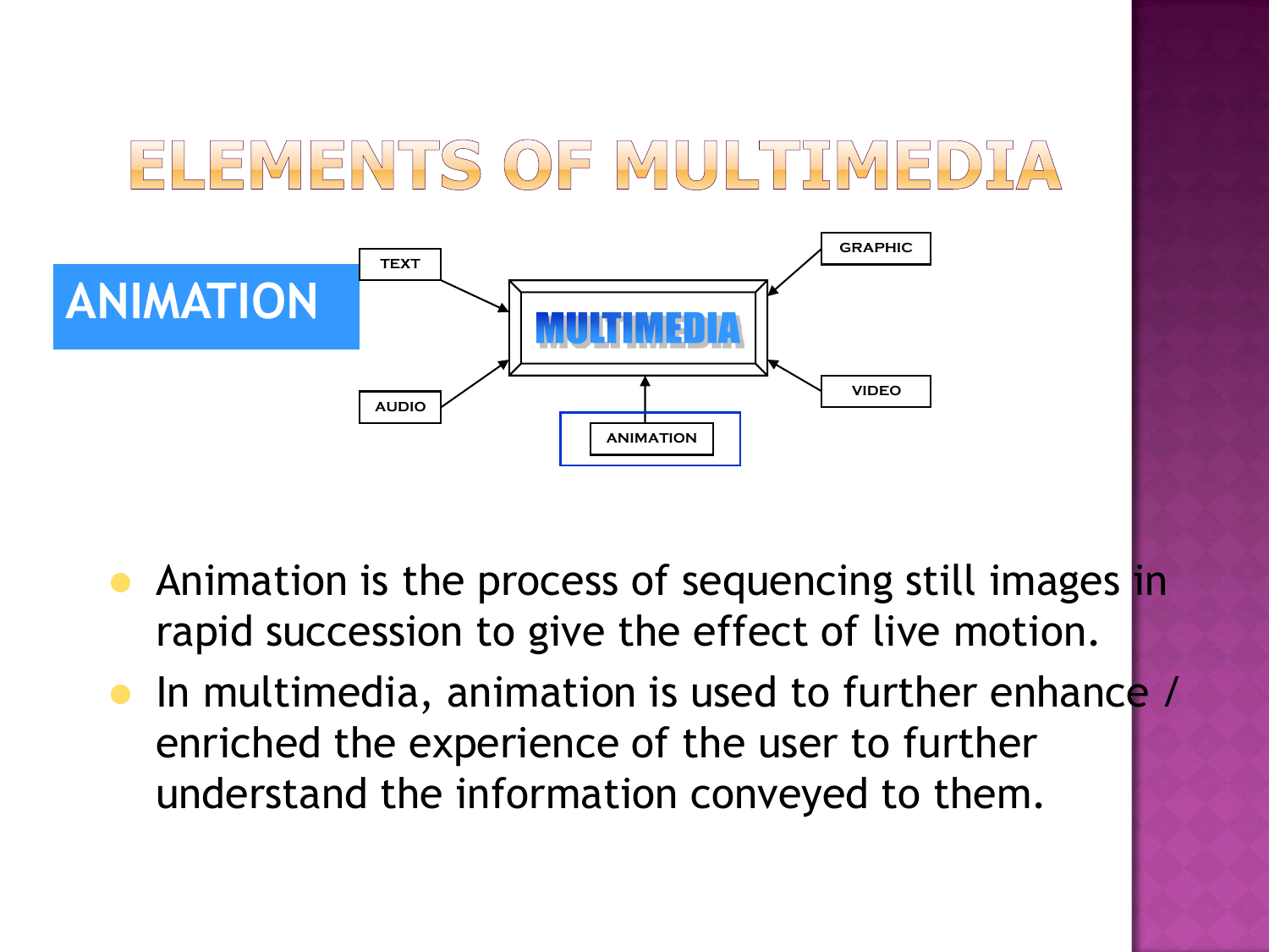# ELEMENTS OF MULTIMEDIA

## ANIMATION

TEXT

GRAPHIC

MULTIMEDIA

AUDIO

VIDEO

ANIMATION

- Animation is the process of sequencing still images in rapid succession to give the effect of live motion.
- In multimedia, animation is used to further enhance / enriched the experience of the user to further understand the information conveyed to them.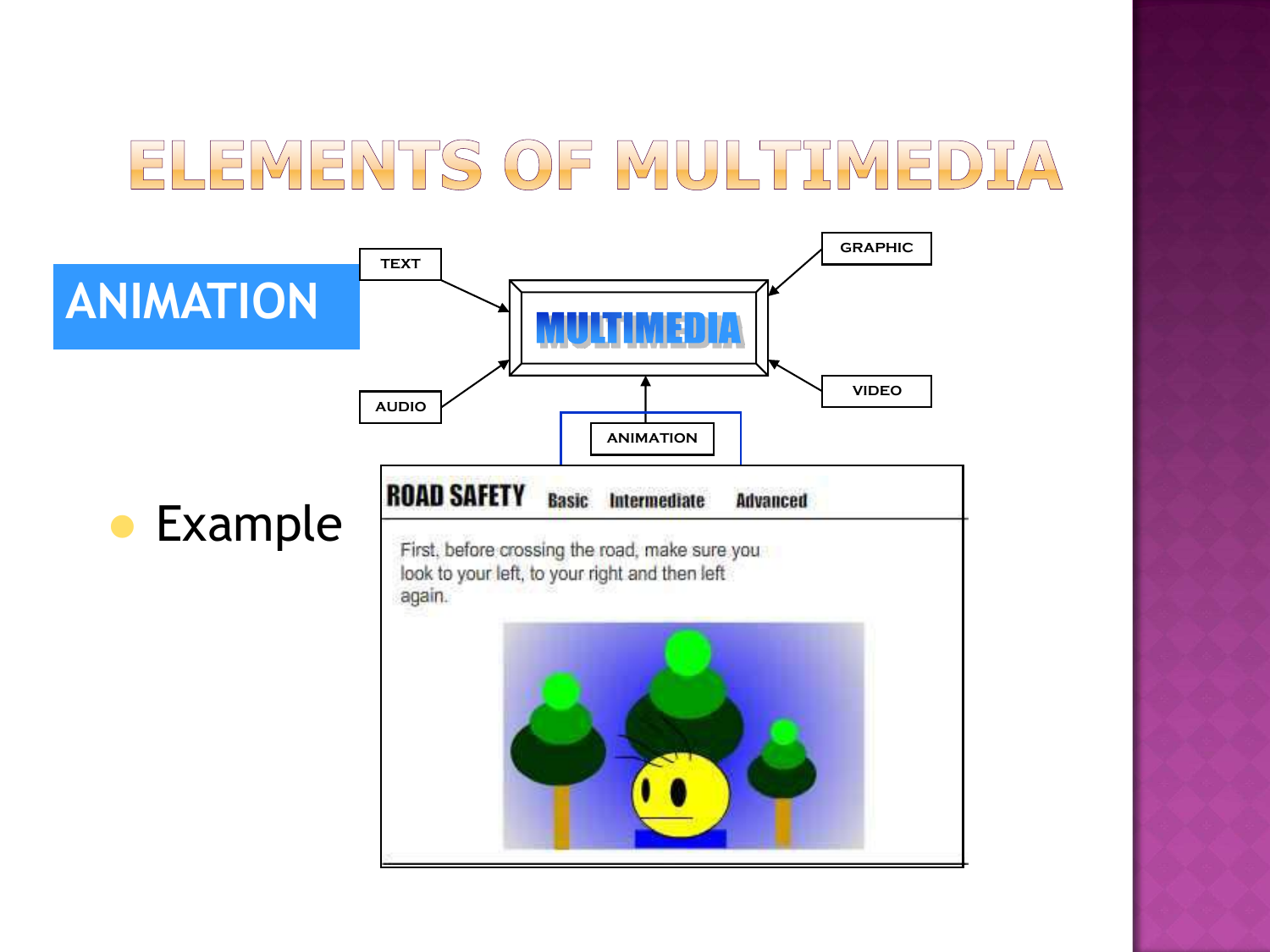# ELEMENTS OF MULTIMEDIA

## ANIMATION

- Example

TEXT

GRAPHIC

MULTIMEDIA

AUDIO

VIDEO

ANIMATION

ROAD SAFETY Basic Intermediate Advanced

First, before crossing the road, make sure you look to your left, to your right and then left again.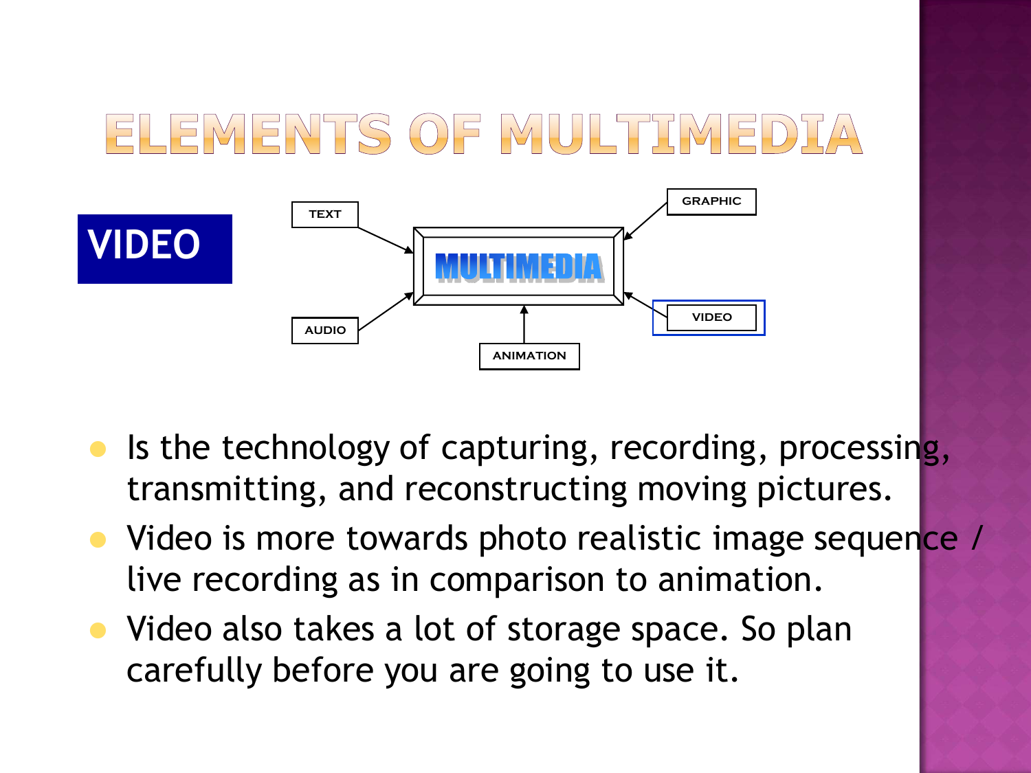# ELEMENTS OF MULTIMEDIA

## VIDEO

TEXT

GRAPHIC

MULTIMEDIA

AUDIO

VIDEO

ANIMATION

- Is the technology of capturing, recording, processing, transmitting, and reconstructing moving pictures.
- Video is more towards photo realistic image sequence / live recording as in comparison to animation.
- Video also takes a lot of storage space. So plan carefully before you are going to use it.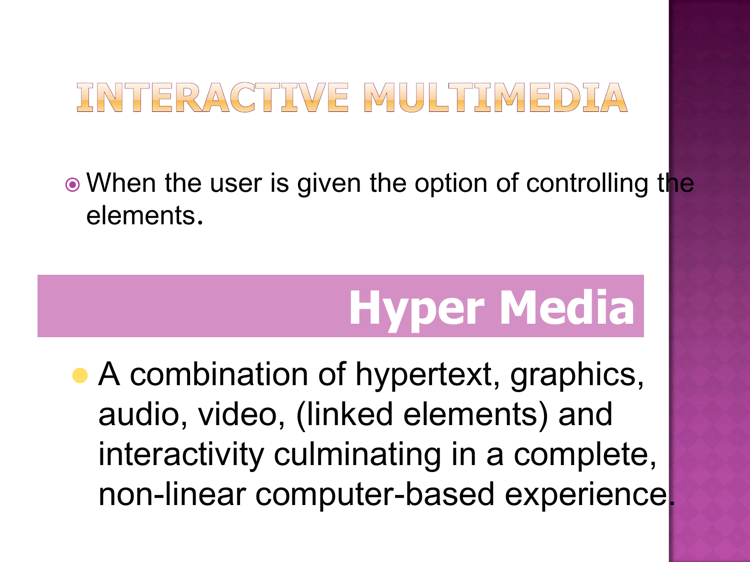# INTERACTIVE MULTIMEDIA

- When the user is given the option of controlling the elements.

## Hyper Media

- A combination of hypertext, graphics, audio, video, (linked elements) and interactivity culminating in a complete, non-linear computer-based experience.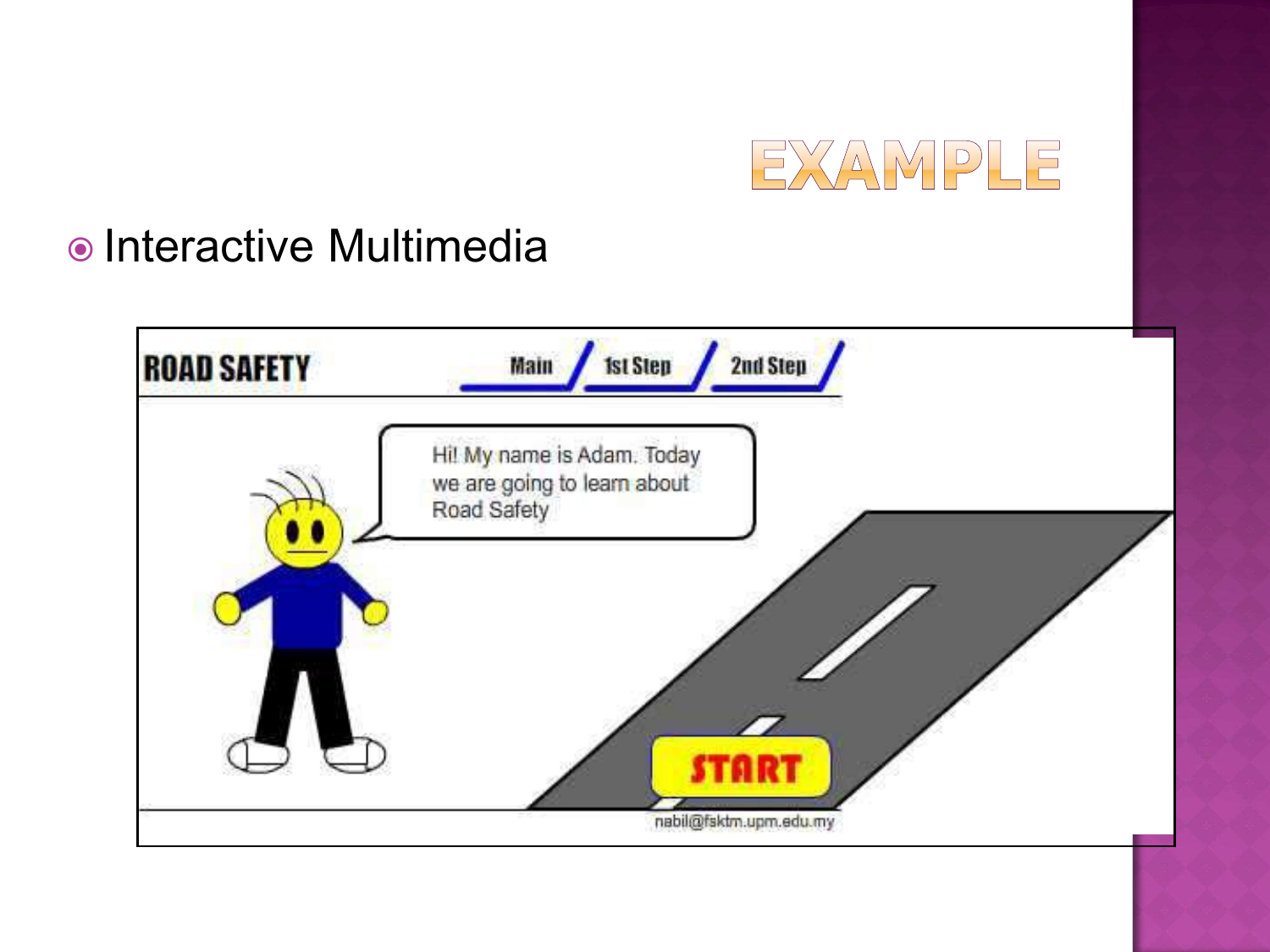# EXAMPLE

- Interactive Multimedia

ROAD SAFETY

Main / 1st Step / 2nd Step

Hi! My name is Adam. Today we are going to learn about Road Safety

START

nabil@fsktm.upm.edu.my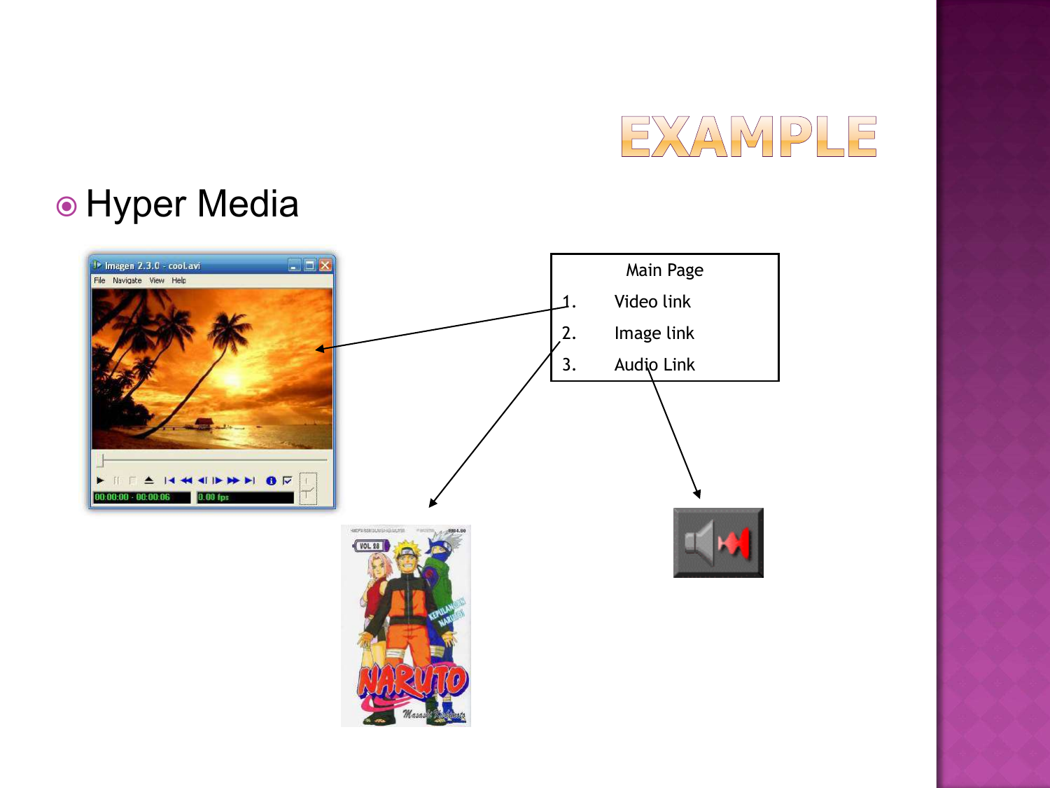# EXAMPLE

- Hyper Media

Main Page

1. Video link
2. Image link
3. Audio Link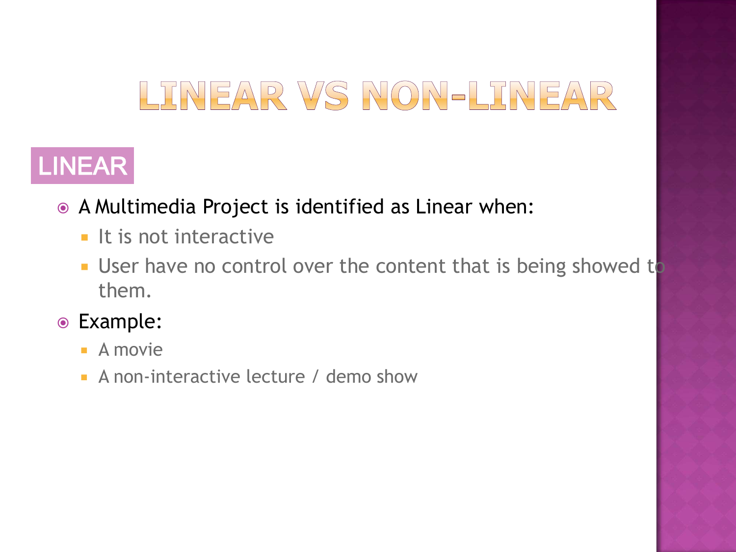# LINEAR VS NON-LINEAR

## LINEAR

- A Multimedia Project is identified as Linear when:
  - It is not interactive
  - User have no control over the content that is being showed to them.
- Example:
  - A movie
  - A non-interactive lecture / demo show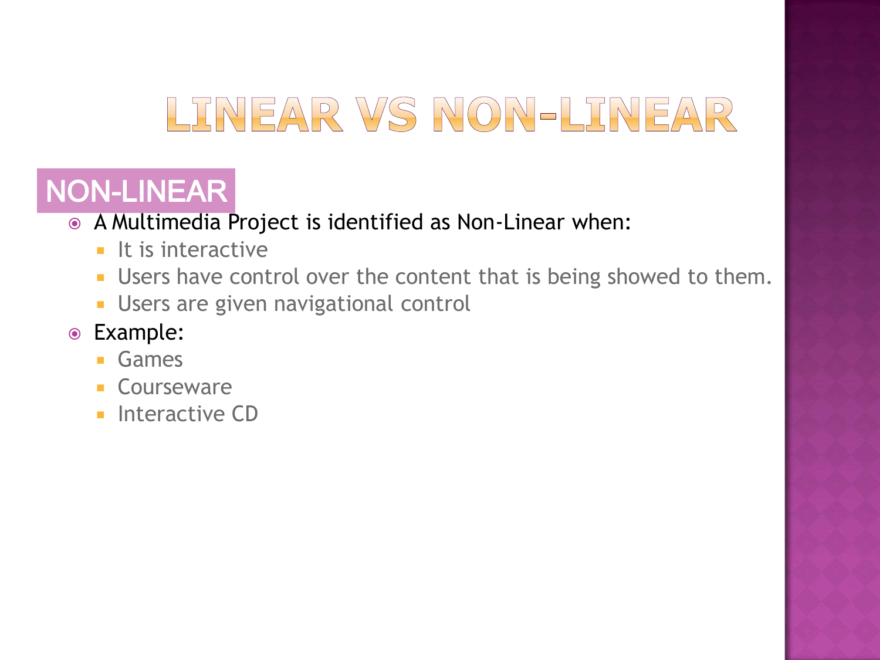# LINEAR VS NON-LINEAR

## NON-LINEAR

- A Multimedia Project is identified as Non-Linear when:
  - It is interactive
  - Users have control over the content that is being showed to them.
  - Users are given navigational control
- Example:
  - Games
  - Courseware
  - Interactive CD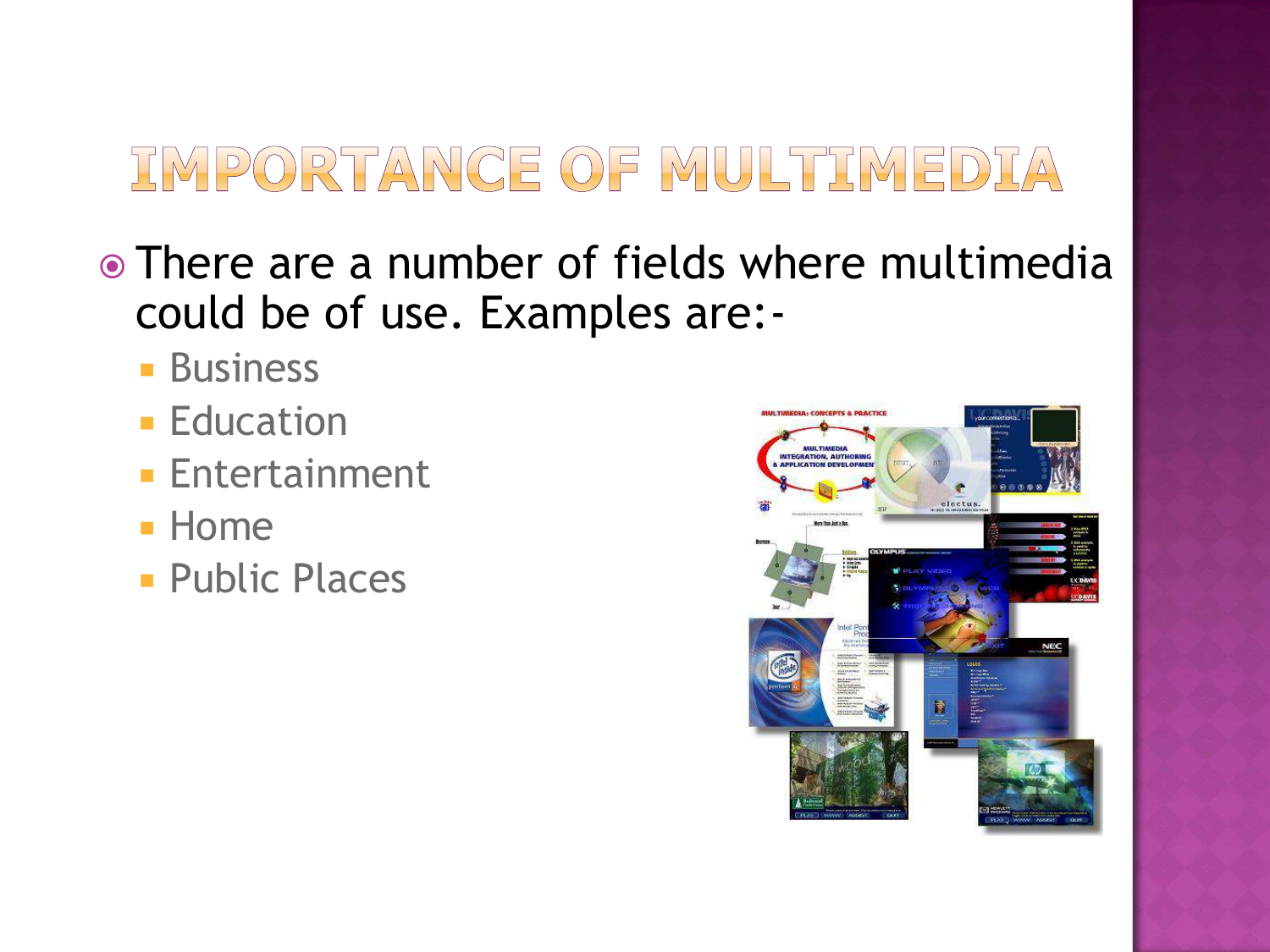# IMPORTANCE OF MULTIMEDIA

- There are a number of fields where multimedia could be of use. Examples are:-
  - Business
  - Education
  - Entertainment
  - Home
  - Public Places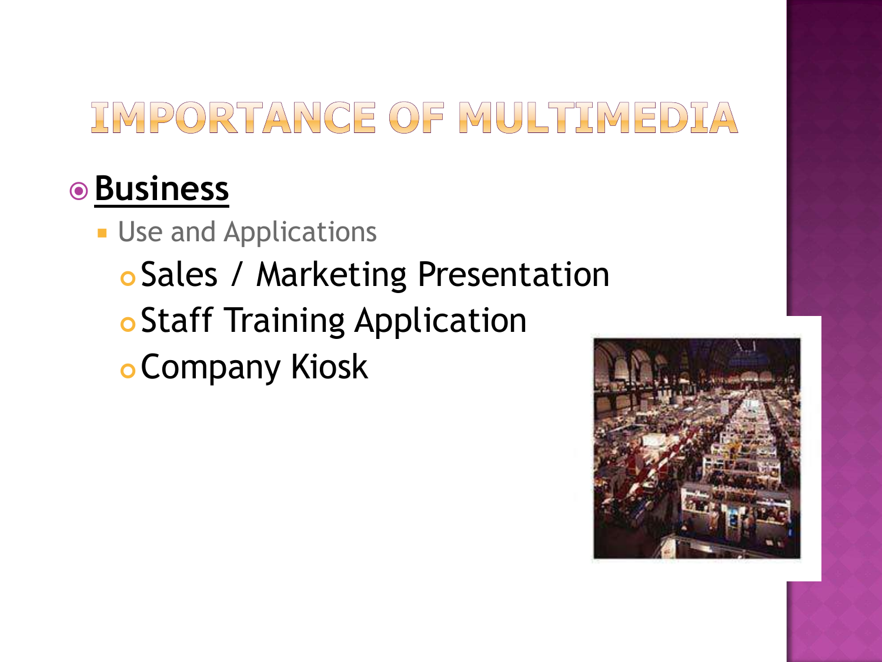# IMPORTANCE OF MULTIMEDIA

- **Business**
  - Use and Applications
    - Sales / Marketing Presentation
    - Staff Training Application
    - Company Kiosk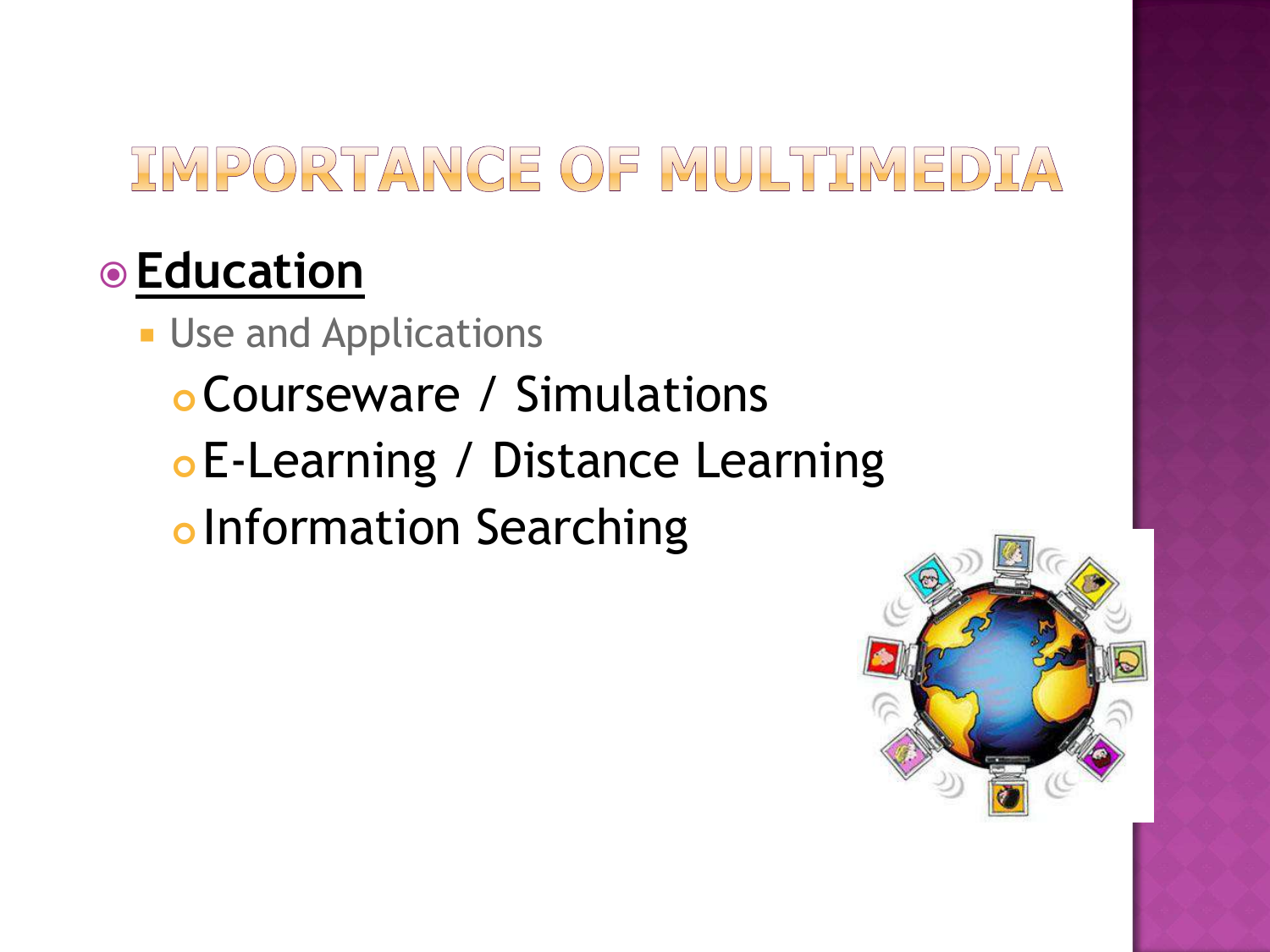# IMPORTANCE OF MULTIMEDIA

- **Education**
  - Use and Applications
    - Courseware / Simulations
    - E-Learning / Distance Learning
    - Information Searching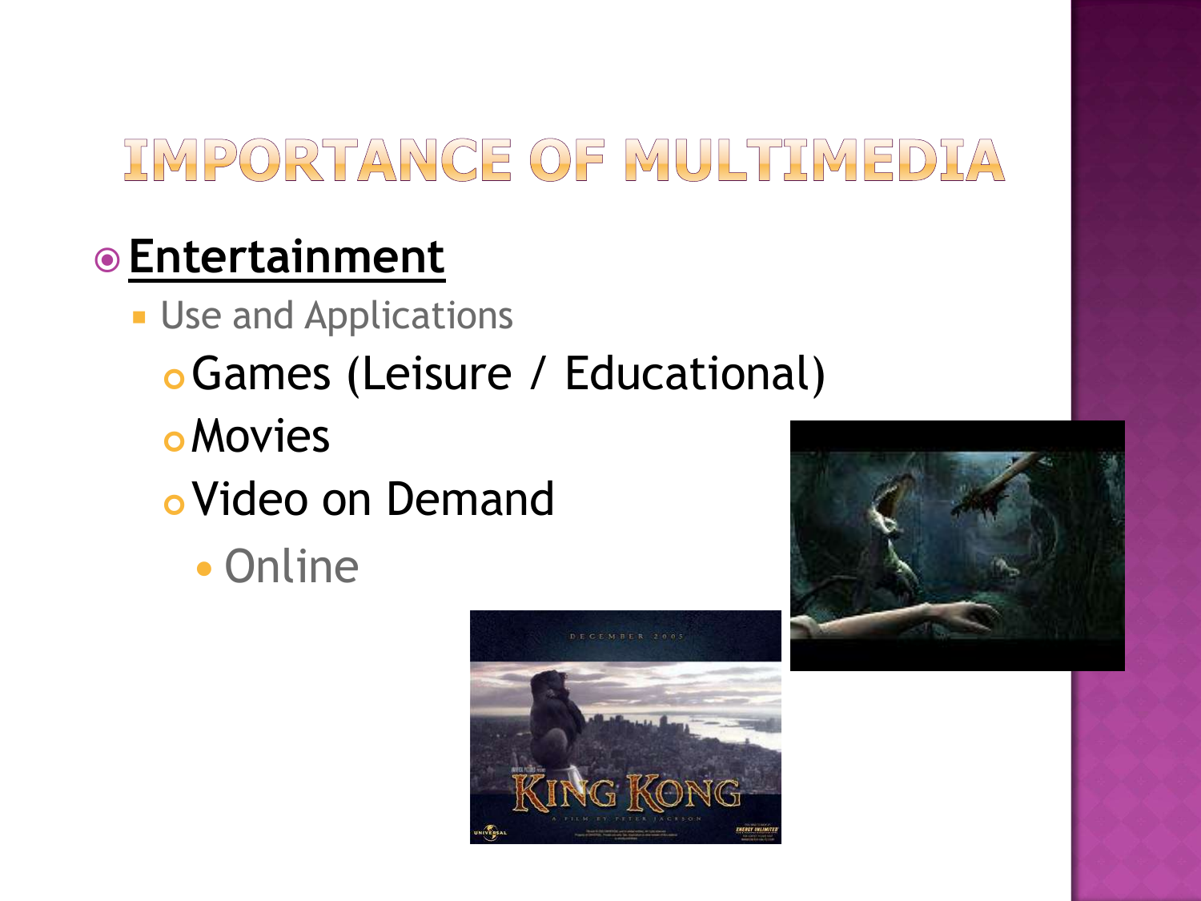# IMPORTANCE OF MULTIMEDIA

- **Entertainment**
  - Use and Applications
    - Games (Leisure / Educational)
    - Movies
    - Video on Demand
      - Online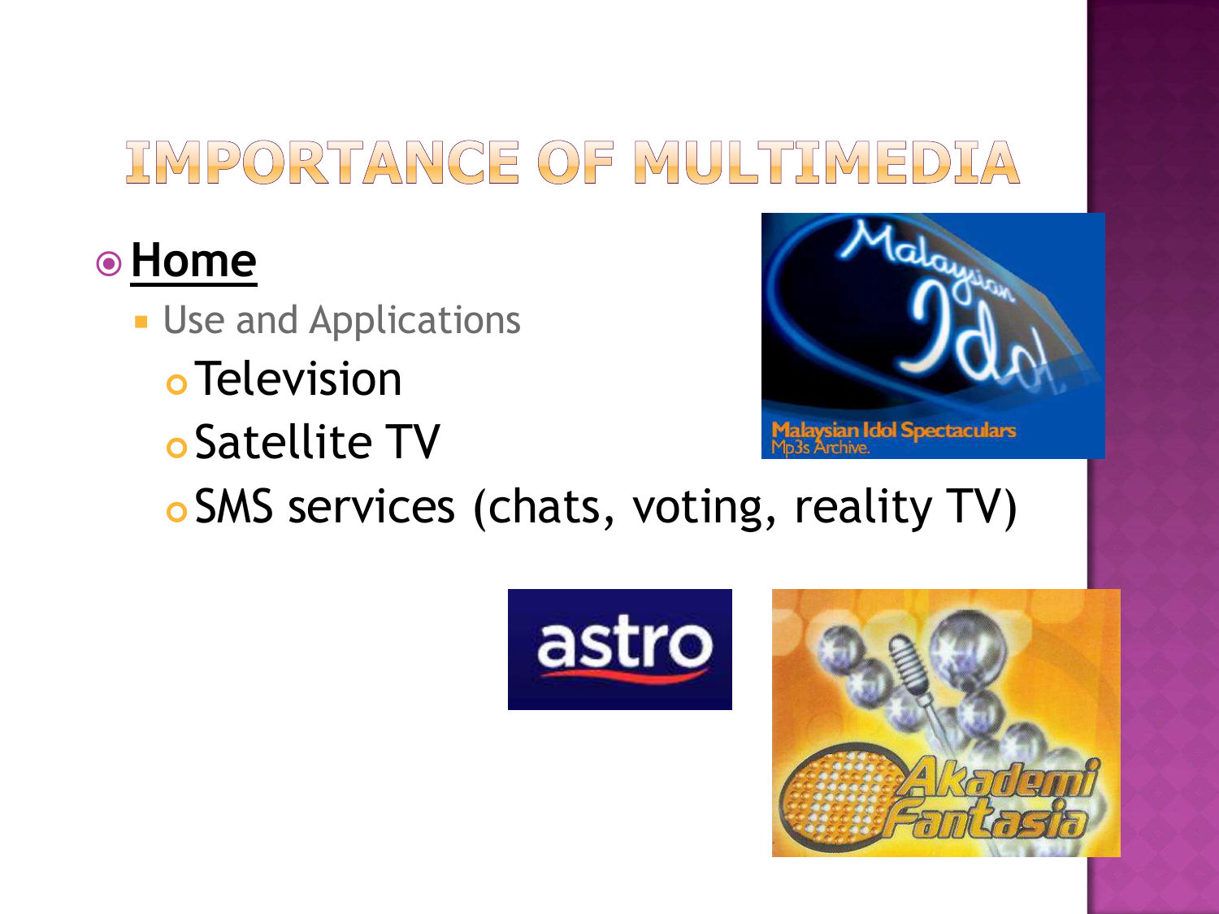# IMPORTANCE OF MULTIMEDIA

- **Home**
  - Use and Applications
    - Television
    - Satellite TV
    - SMS services (chats, voting, reality TV)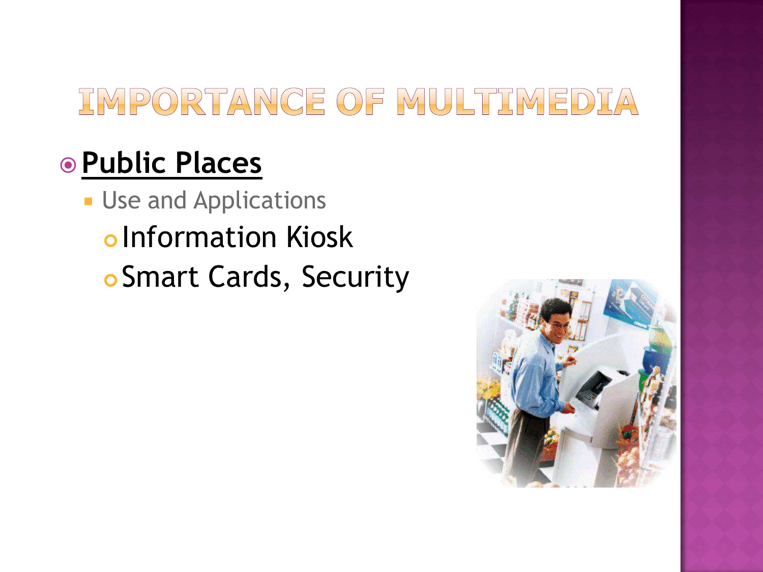# IMPORTANCE OF MULTIMEDIA

- **Public Places**
  - Use and Applications
    - Information Kiosk
    - Smart Cards, Security